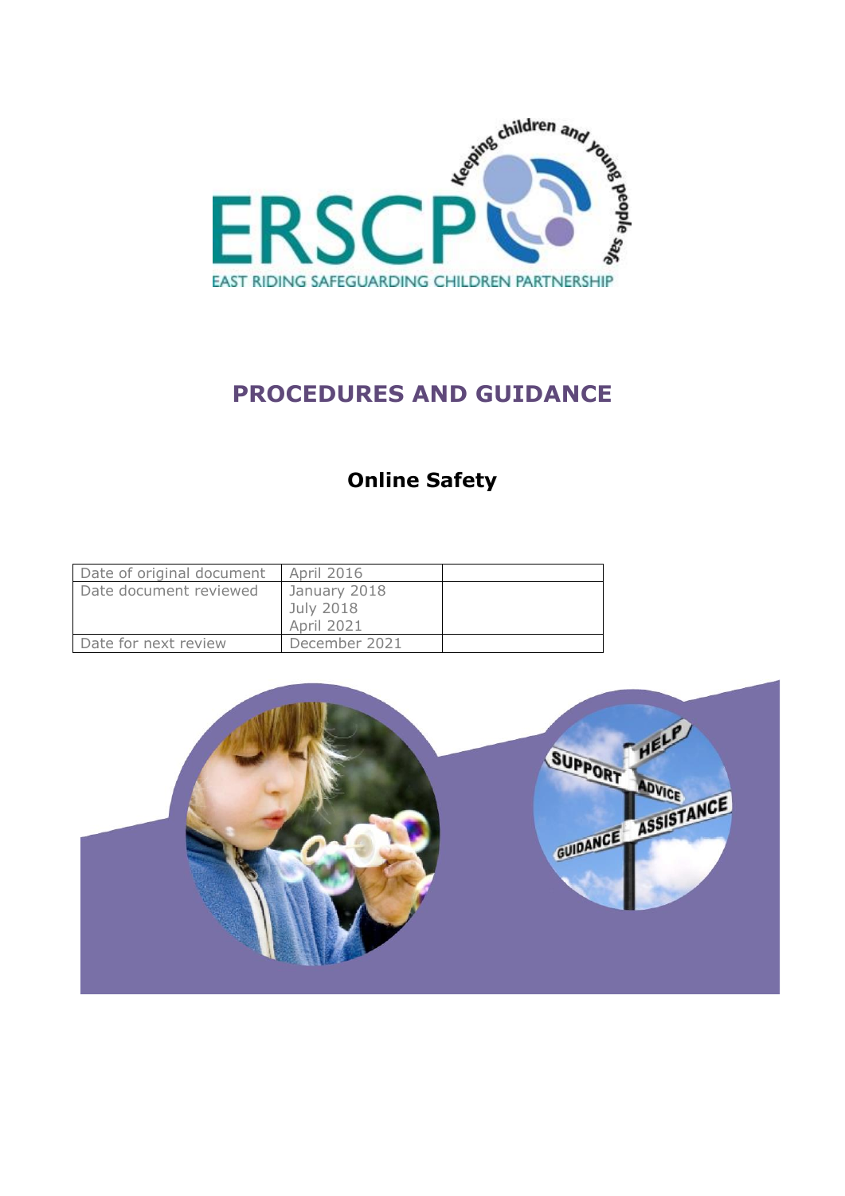ERSCP

Keeping children and young people safe

EAST RIDING SAFEGUARDING CHILDREN PARTNERSHIP

# PROCEDURES AND GUIDANCE

## Online Safety

| | | |
|---|---|---|
| Date of original document | April 2016 | |
| Date document reviewed | January 2018<br>July 2018<br>April 2021 | |
| Date for next review | December 2021 | |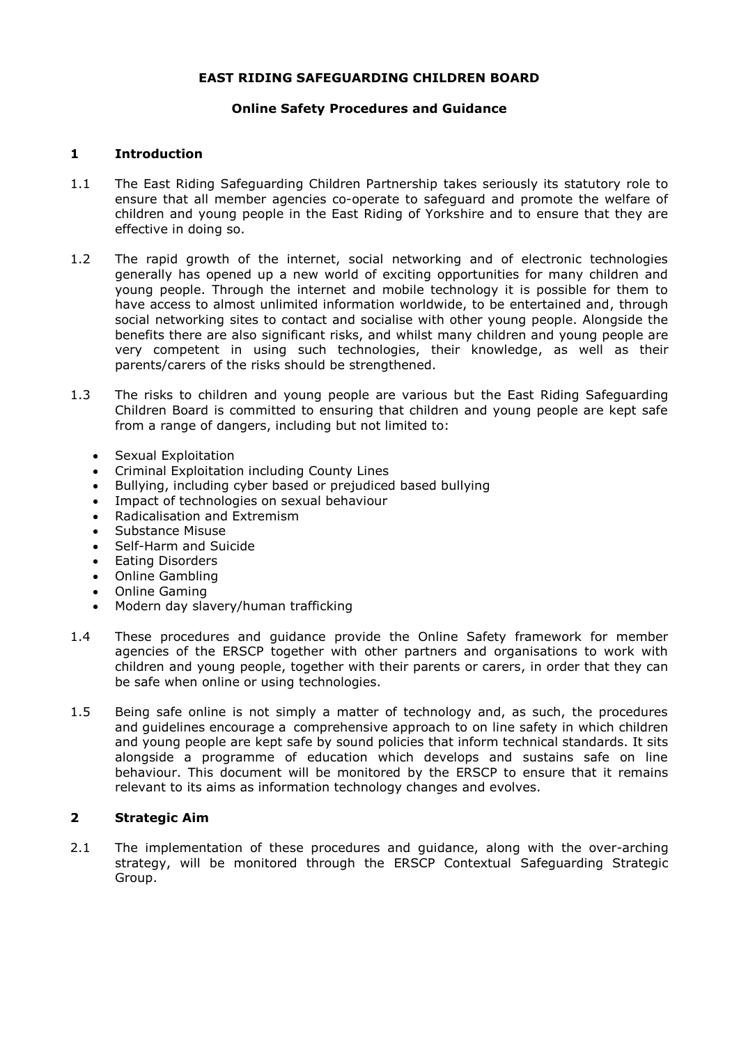**EAST RIDING SAFEGUARDING CHILDREN BOARD**

**Online Safety Procedures and Guidance**

## 1 Introduction

1.1 The East Riding Safeguarding Children Partnership takes seriously its statutory role to ensure that all member agencies co-operate to safeguard and promote the welfare of children and young people in the East Riding of Yorkshire and to ensure that they are effective in doing so.

1.2 The rapid growth of the internet, social networking and of electronic technologies generally has opened up a new world of exciting opportunities for many children and young people. Through the internet and mobile technology it is possible for them to have access to almost unlimited information worldwide, to be entertained and, through social networking sites to contact and socialise with other young people. Alongside the benefits there are also significant risks, and whilst many children and young people are very competent in using such technologies, their knowledge, as well as their parents/carers of the risks should be strengthened.

1.3 The risks to children and young people are various but the East Riding Safeguarding Children Board is committed to ensuring that children and young people are kept safe from a range of dangers, including but not limited to:

- Sexual Exploitation
- Criminal Exploitation including County Lines
- Bullying, including cyber based or prejudiced based bullying
- Impact of technologies on sexual behaviour
- Radicalisation and Extremism
- Substance Misuse
- Self-Harm and Suicide
- Eating Disorders
- Online Gambling
- Online Gaming
- Modern day slavery/human trafficking

1.4 These procedures and guidance provide the Online Safety framework for member agencies of the ERSCP together with other partners and organisations to work with children and young people, together with their parents or carers, in order that they can be safe when online or using technologies.

1.5 Being safe online is not simply a matter of technology and, as such, the procedures and guidelines encourage a comprehensive approach to on line safety in which children and young people are kept safe by sound policies that inform technical standards. It sits alongside a programme of education which develops and sustains safe on line behaviour. This document will be monitored by the ERSCP to ensure that it remains relevant to its aims as information technology changes and evolves.

## 2 Strategic Aim

2.1 The implementation of these procedures and guidance, along with the over-arching strategy, will be monitored through the ERSCP Contextual Safeguarding Strategic Group.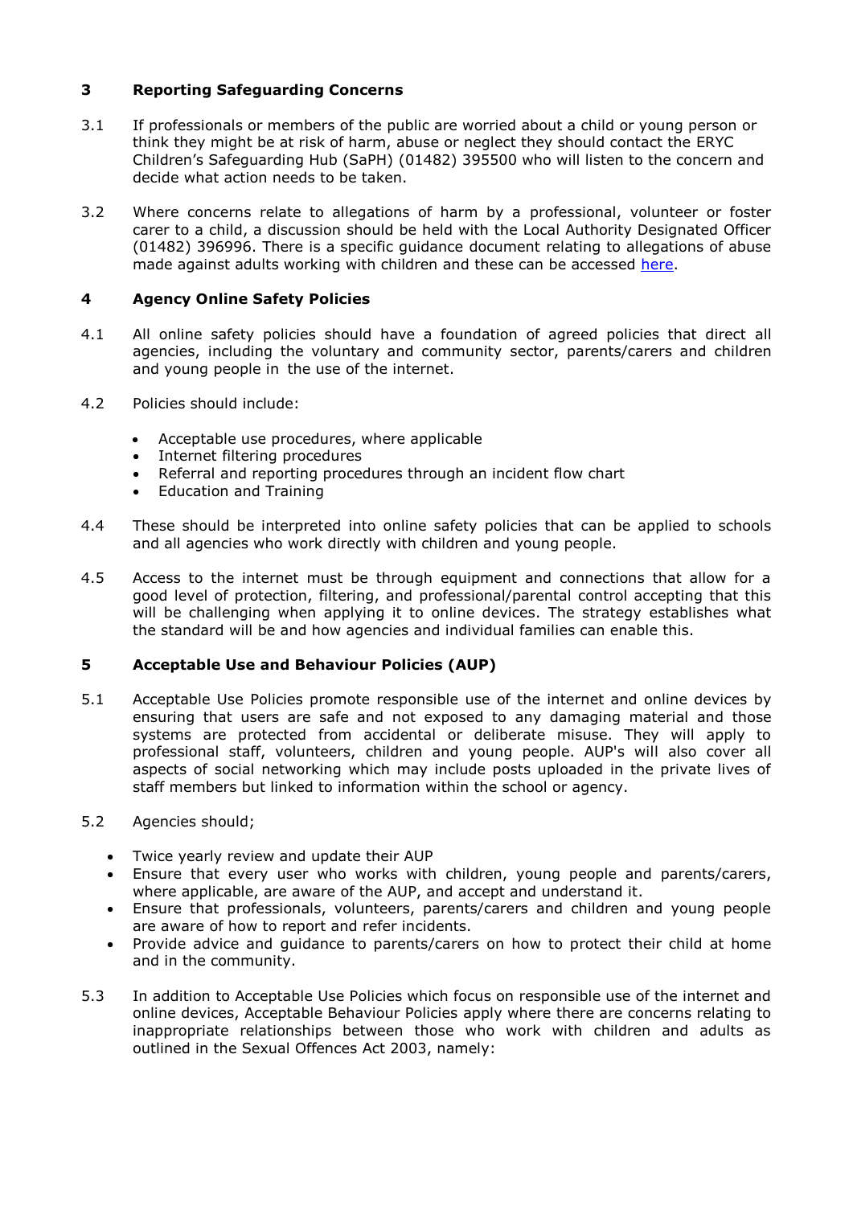## 3 Reporting Safeguarding Concerns

3.1 If professionals or members of the public are worried about a child or young person or think they might be at risk of harm, abuse or neglect they should contact the ERYC Children's Safeguarding Hub (SaPH) (01482) 395500 who will listen to the concern and decide what action needs to be taken.

3.2 Where concerns relate to allegations of harm by a professional, volunteer or foster carer to a child, a discussion should be held with the Local Authority Designated Officer (01482) 396996. There is a specific guidance document relating to allegations of abuse made against adults working with children and these can be accessed here.

## 4 Agency Online Safety Policies

4.1 All online safety policies should have a foundation of agreed policies that direct all agencies, including the voluntary and community sector, parents/carers and children and young people in the use of the internet.

4.2 Policies should include:

- Acceptable use procedures, where applicable
- Internet filtering procedures
- Referral and reporting procedures through an incident flow chart
- Education and Training

4.4 These should be interpreted into online safety policies that can be applied to schools and all agencies who work directly with children and young people.

4.5 Access to the internet must be through equipment and connections that allow for a good level of protection, filtering, and professional/parental control accepting that this will be challenging when applying it to online devices. The strategy establishes what the standard will be and how agencies and individual families can enable this.

## 5 Acceptable Use and Behaviour Policies (AUP)

5.1 Acceptable Use Policies promote responsible use of the internet and online devices by ensuring that users are safe and not exposed to any damaging material and those systems are protected from accidental or deliberate misuse. They will apply to professional staff, volunteers, children and young people. AUP's will also cover all aspects of social networking which may include posts uploaded in the private lives of staff members but linked to information within the school or agency.

5.2 Agencies should;

- Twice yearly review and update their AUP
- Ensure that every user who works with children, young people and parents/carers, where applicable, are aware of the AUP, and accept and understand it.
- Ensure that professionals, volunteers, parents/carers and children and young people are aware of how to report and refer incidents.
- Provide advice and guidance to parents/carers on how to protect their child at home and in the community.

5.3 In addition to Acceptable Use Policies which focus on responsible use of the internet and online devices, Acceptable Behaviour Policies apply where there are concerns relating to inappropriate relationships between those who work with children and adults as outlined in the Sexual Offences Act 2003, namely: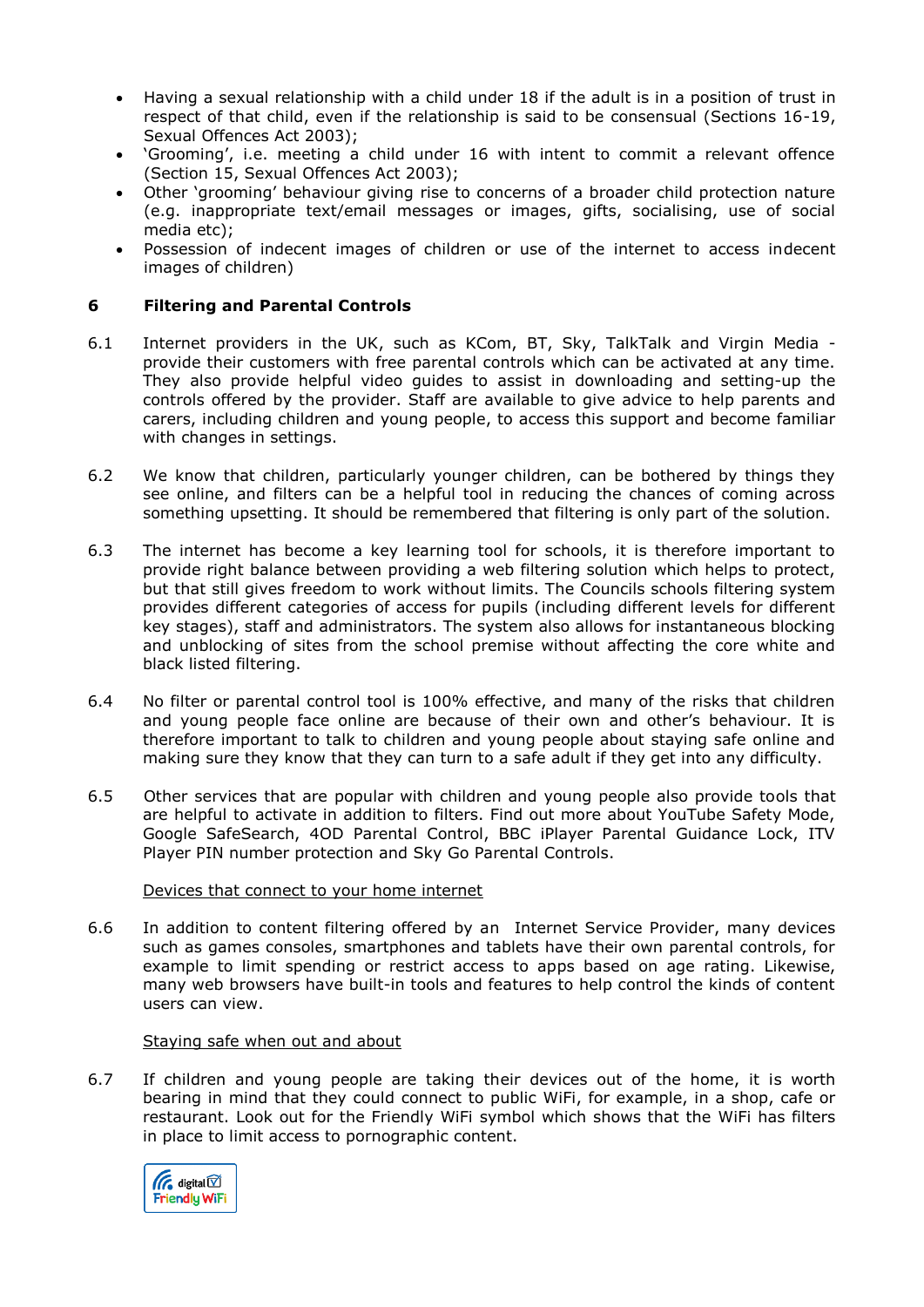- Having a sexual relationship with a child under 18 if the adult is in a position of trust in respect of that child, even if the relationship is said to be consensual (Sections 16-19, Sexual Offences Act 2003);
- 'Grooming', i.e. meeting a child under 16 with intent to commit a relevant offence (Section 15, Sexual Offences Act 2003);
- Other 'grooming' behaviour giving rise to concerns of a broader child protection nature (e.g. inappropriate text/email messages or images, gifts, socialising, use of social media etc);
- Possession of indecent images of children or use of the internet to access indecent images of children)

## 6 Filtering and Parental Controls

6.1 Internet providers in the UK, such as KCom, BT, Sky, TalkTalk and Virgin Media - provide their customers with free parental controls which can be activated at any time. They also provide helpful video guides to assist in downloading and setting-up the controls offered by the provider. Staff are available to give advice to help parents and carers, including children and young people, to access this support and become familiar with changes in settings.

6.2 We know that children, particularly younger children, can be bothered by things they see online, and filters can be a helpful tool in reducing the chances of coming across something upsetting. It should be remembered that filtering is only part of the solution.

6.3 The internet has become a key learning tool for schools, it is therefore important to provide right balance between providing a web filtering solution which helps to protect, but that still gives freedom to work without limits. The Councils schools filtering system provides different categories of access for pupils (including different levels for different key stages), staff and administrators. The system also allows for instantaneous blocking and unblocking of sites from the school premise without affecting the core white and black listed filtering.

6.4 No filter or parental control tool is 100% effective, and many of the risks that children and young people face online are because of their own and other's behaviour. It is therefore important to talk to children and young people about staying safe online and making sure they know that they can turn to a safe adult if they get into any difficulty.

6.5 Other services that are popular with children and young people also provide tools that are helpful to activate in addition to filters. Find out more about YouTube Safety Mode, Google SafeSearch, 4OD Parental Control, BBC iPlayer Parental Guidance Lock, ITV Player PIN number protection and Sky Go Parental Controls.

<u>Devices that connect to your home internet</u>

6.6 In addition to content filtering offered by an Internet Service Provider, many devices such as games consoles, smartphones and tablets have their own parental controls, for example to limit spending or restrict access to apps based on age rating. Likewise, many web browsers have built-in tools and features to help control the kinds of content users can view.

<u>Staying safe when out and about</u>

6.7 If children and young people are taking their devices out of the home, it is worth bearing in mind that they could connect to public WiFi, for example, in a shop, cafe or restaurant. Look out for the Friendly WiFi symbol which shows that the WiFi has filters in place to limit access to pornographic content.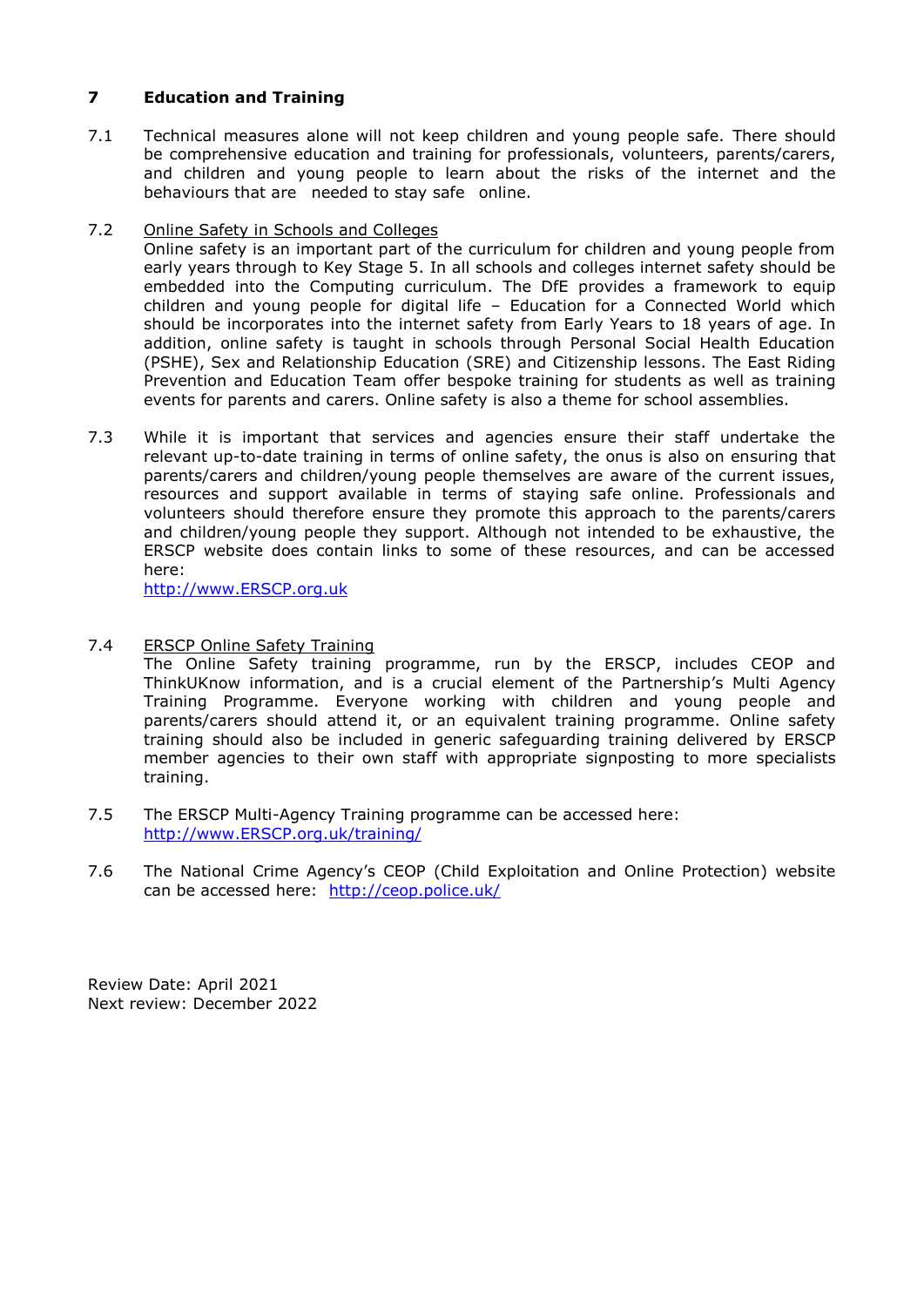## 7 Education and Training

7.1 Technical measures alone will not keep children and young people safe. There should be comprehensive education and training for professionals, volunteers, parents/carers, and children and young people to learn about the risks of the internet and the behaviours that are needed to stay safe online.

7.2 Online Safety in Schools and Colleges

Online safety is an important part of the curriculum for children and young people from early years through to Key Stage 5. In all schools and colleges internet safety should be embedded into the Computing curriculum. The DfE provides a framework to equip children and young people for digital life – Education for a Connected World which should be incorporates into the internet safety from Early Years to 18 years of age. In addition, online safety is taught in schools through Personal Social Health Education (PSHE), Sex and Relationship Education (SRE) and Citizenship lessons. The East Riding Prevention and Education Team offer bespoke training for students as well as training events for parents and carers. Online safety is also a theme for school assemblies.

7.3 While it is important that services and agencies ensure their staff undertake the relevant up-to-date training in terms of online safety, the onus is also on ensuring that parents/carers and children/young people themselves are aware of the current issues, resources and support available in terms of staying safe online. Professionals and volunteers should therefore ensure they promote this approach to the parents/carers and children/young people they support. Although not intended to be exhaustive, the ERSCP website does contain links to some of these resources, and can be accessed here:
http://www.ERSCP.org.uk

7.4 ERSCP Online Safety Training

The Online Safety training programme, run by the ERSCP, includes CEOP and ThinkUKnow information, and is a crucial element of the Partnership's Multi Agency Training Programme. Everyone working with children and young people and parents/carers should attend it, or an equivalent training programme. Online safety training should also be included in generic safeguarding training delivered by ERSCP member agencies to their own staff with appropriate signposting to more specialists training.

7.5 The ERSCP Multi-Agency Training programme can be accessed here:
http://www.ERSCP.org.uk/training/

7.6 The National Crime Agency's CEOP (Child Exploitation and Online Protection) website can be accessed here: http://ceop.police.uk/

Review Date: April 2021
Next review: December 2022